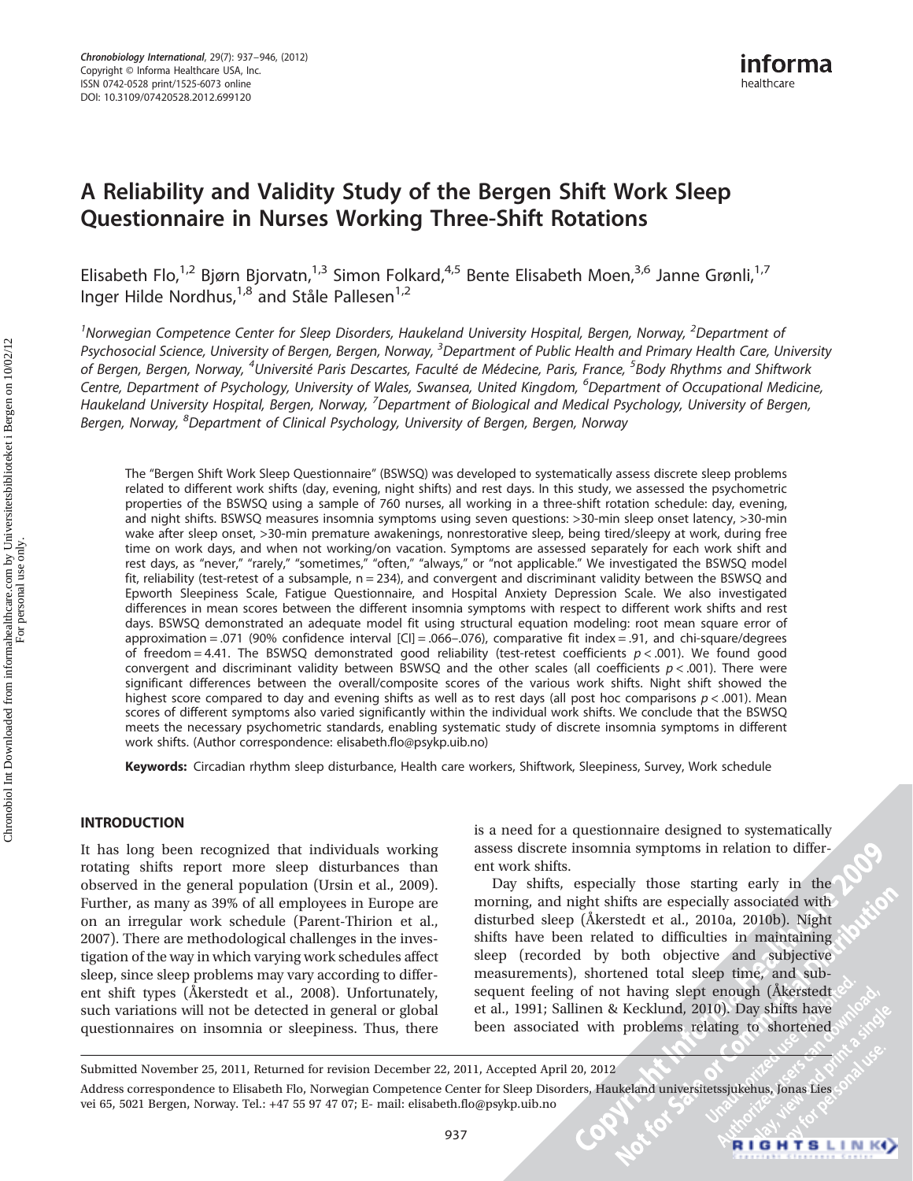# A Reliability and Validity Study of the Bergen Shift Work Sleep Questionnaire in Nurses Working Three-Shift Rotations

Elisabeth Flo,[1,2] Bjørn Bjorvatn,[1,3] Simon Folkard,[4,5] Bente Elisabeth Moen,[3,6] Janne Grønli,[1,7] Inger Hilde Nordhus,[1,8] and Ståle Pallesen[1,2]

[1]Norwegian Competence Center for Sleep Disorders, Haukeland University Hospital, Bergen, Norway, [2]Department of Psychosocial Science, University of Bergen, Bergen, Norway, [3]Department of Public Health and Primary Health Care, University of Bergen, Bergen, Norway, [4]Université Paris Descartes, Faculté de Médecine, Paris, France, [5]Body Rhythms and Shiftwork Centre, Department of Psychology, University of Wales, Swansea, United Kingdom, [6]Department of Occupational Medicine, Haukeland University Hospital, Bergen, Norway, [7]Department of Biological and Medical Psychology, University of Bergen, Bergen, Norway, [8]Department of Clinical Psychology, University of Bergen, Bergen, Norway

The "Bergen Shift Work Sleep Questionnaire" (BSWSQ) was developed to systematically assess discrete sleep problems related to different work shifts (day, evening, night shifts) and rest days. In this study, we assessed the psychometric properties of the BSWSQ using a sample of 760 nurses, all working in a three-shift rotation schedule: day, evening, and night shifts. BSWSQ measures insomnia symptoms using seven questions: >30-min sleep onset latency, >30-min wake after sleep onset, >30-min premature awakenings, nonrestorative sleep, being tired/sleepy at work, during free time on work days, and when not working/on vacation. Symptoms are assessed separately for each work shift and rest days, as "never," "rarely," "sometimes," "often," "always," or "not applicable." We investigated the BSWSQ model fit, reliability (test-retest of a subsample, n = 234), and convergent and discriminant validity between the BSWSQ and Epworth Sleepiness Scale, Fatigue Questionnaire, and Hospital Anxiety Depression Scale. We also investigated differences in mean scores between the different insomnia symptoms with respect to different work shifts and rest days. BSWSQ demonstrated an adequate model fit using structural equation modeling: root mean square error of approximation = .071 (90% confidence interval [CI] = .066–.076), comparative fit index = .91, and chi-square/degrees of freedom = 4.41. The BSWSQ demonstrated good reliability (test-retest coefficients $p < .001$). We found good convergent and discriminant validity between BSWSQ and the other scales (all coefficients $p < .001$). There were significant differences between the overall/composite scores of the various work shifts. Night shift showed the highest score compared to day and evening shifts as well as to rest days (all post hoc comparisons $p < .001$). Mean scores of different symptoms also varied significantly within the individual work shifts. We conclude that the BSWSQ meets the necessary psychometric standards, enabling systematic study of discrete insomnia symptoms in different work shifts. (Author correspondence: elisabeth.flo@psykp.uib.no)

**Keywords:** Circadian rhythm sleep disturbance, Health care workers, Shiftwork, Sleepiness, Survey, Work schedule

## INTRODUCTION

It has long been recognized that individuals working rotating shifts report more sleep disturbances than observed in the general population (Ursin et al., 2009). Further, as many as 39% of all employees in Europe are on an irregular work schedule (Parent-Thirion et al., 2007). There are methodological challenges in the investigation of the way in which varying work schedules affect sleep, since sleep problems may vary according to different shift types (Åkerstedt et al., 2008). Unfortunately, such variations will not be detected in general or global questionnaires on insomnia or sleepiness. Thus, there is a need for a questionnaire designed to systematically assess discrete insomnia symptoms in relation to different work shifts.

Day shifts, especially those starting early in the morning, and night shifts are especially associated with disturbed sleep (Åkerstedt et al., 2010a, 2010b). Night shifts have been related to difficulties in maintaining sleep (recorded by both objective and subjective measurements), shortened total sleep time, and subsequent feeling of not having slept enough (Åkerstedt et al., 1991; Sallinen & Kecklund, 2010). Day shifts have been associated with problems relating to shortened

Submitted November 25, 2011, Returned for revision December 22, 2011, Accepted April 20, 2012

Address correspondence to Elisabeth Flo, Norwegian Competence Center for Sleep Disorders, Haukeland universitetssjukehus, Jonas Lies vei 65, 5021 Bergen, Norway. Tel.: +47 55 97 47 07; E- mail: elisabeth.flo@psykp.uib.no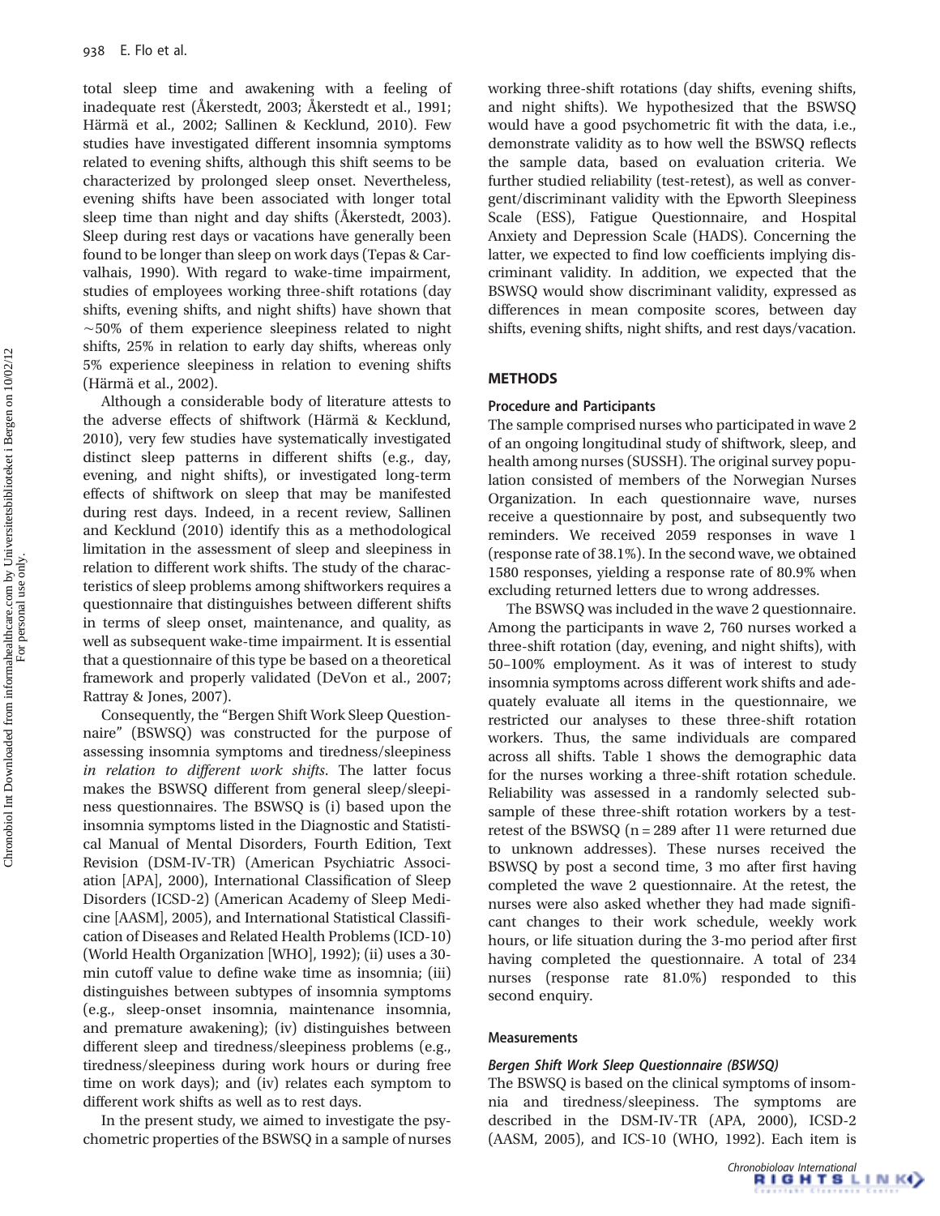total sleep time and awakening with a feeling of inadequate rest (Åkerstedt, 2003; Åkerstedt et al., 1991; Härmä et al., 2002; Sallinen & Kecklund, 2010). Few studies have investigated different insomnia symptoms related to evening shifts, although this shift seems to be characterized by prolonged sleep onset. Nevertheless, evening shifts have been associated with longer total sleep time than night and day shifts (Åkerstedt, 2003). Sleep during rest days or vacations have generally been found to be longer than sleep on work days (Tepas & Carvalhais, 1990). With regard to wake-time impairment, studies of employees working three-shift rotations (day shifts, evening shifts, and night shifts) have shown that ~50% of them experience sleepiness related to night shifts, 25% in relation to early day shifts, whereas only 5% experience sleepiness in relation to evening shifts (Härmä et al., 2002).

Although a considerable body of literature attests to the adverse effects of shiftwork (Härmä & Kecklund, 2010), very few studies have systematically investigated distinct sleep patterns in different shifts (e.g., day, evening, and night shifts), or investigated long-term effects of shiftwork on sleep that may be manifested during rest days. Indeed, in a recent review, Sallinen and Kecklund (2010) identify this as a methodological limitation in the assessment of sleep and sleepiness in relation to different work shifts. The study of the characteristics of sleep problems among shiftworkers requires a questionnaire that distinguishes between different shifts in terms of sleep onset, maintenance, and quality, as well as subsequent wake-time impairment. It is essential that a questionnaire of this type be based on a theoretical framework and properly validated (DeVon et al., 2007; Rattray & Jones, 2007).

Consequently, the "Bergen Shift Work Sleep Questionnaire" (BSWSQ) was constructed for the purpose of assessing insomnia symptoms and tiredness/sleepiness *in relation to different work shifts*. The latter focus makes the BSWSQ different from general sleep/sleepiness questionnaires. The BSWSQ is (i) based upon the insomnia symptoms listed in the Diagnostic and Statistical Manual of Mental Disorders, Fourth Edition, Text Revision (DSM-IV-TR) (American Psychiatric Association [APA], 2000), International Classification of Sleep Disorders (ICSD-2) (American Academy of Sleep Medicine [AASM], 2005), and International Statistical Classification of Diseases and Related Health Problems (ICD-10) (World Health Organization [WHO], 1992); (ii) uses a 30-min cutoff value to define wake time as insomnia; (iii) distinguishes between subtypes of insomnia symptoms (e.g., sleep-onset insomnia, maintenance insomnia, and premature awakening); (iv) distinguishes between different sleep and tiredness/sleepiness problems (e.g., tiredness/sleepiness during work hours or during free time on work days); and (iv) relates each symptom to different work shifts as well as to rest days.

In the present study, we aimed to investigate the psychometric properties of the BSWSQ in a sample of nurses working three-shift rotations (day shifts, evening shifts, and night shifts). We hypothesized that the BSWSQ would have a good psychometric fit with the data, i.e., demonstrate validity as to how well the BSWSQ reflects the sample data, based on evaluation criteria. We further studied reliability (test-retest), as well as convergent/discriminant validity with the Epworth Sleepiness Scale (ESS), Fatigue Questionnaire, and Hospital Anxiety and Depression Scale (HADS). Concerning the latter, we expected to find low coefficients implying discriminant validity. In addition, we expected that the BSWSQ would show discriminant validity, expressed as differences in mean composite scores, between day shifts, evening shifts, night shifts, and rest days/vacation.

## METHODS

### Procedure and Participants

The sample comprised nurses who participated in wave 2 of an ongoing longitudinal study of shiftwork, sleep, and health among nurses (SUSSH). The original survey population consisted of members of the Norwegian Nurses Organization. In each questionnaire wave, nurses receive a questionnaire by post, and subsequently two reminders. We received 2059 responses in wave 1 (response rate of 38.1%). In the second wave, we obtained 1580 responses, yielding a response rate of 80.9% when excluding returned letters due to wrong addresses.

The BSWSQ was included in the wave 2 questionnaire. Among the participants in wave 2, 760 nurses worked a three-shift rotation (day, evening, and night shifts), with 50–100% employment. As it was of interest to study insomnia symptoms across different work shifts and adequately evaluate all items in the questionnaire, we restricted our analyses to these three-shift rotation workers. Thus, the same individuals are compared across all shifts. Table 1 shows the demographic data for the nurses working a three-shift rotation schedule. Reliability was assessed in a randomly selected subsample of these three-shift rotation workers by a test-retest of the BSWSQ (n = 289 after 11 were returned due to unknown addresses). These nurses received the BSWSQ by post a second time, 3 mo after first having completed the wave 2 questionnaire. At the retest, the nurses were also asked whether they had made significant changes to their work schedule, weekly work hours, or life situation during the 3-mo period after first having completed the questionnaire. A total of 234 nurses (response rate 81.0%) responded to this second enquiry.

### Measurements

#### *Bergen Shift Work Sleep Questionnaire (BSWSQ)*

The BSWSQ is based on the clinical symptoms of insomnia and tiredness/sleepiness. The symptoms are described in the DSM-IV-TR (APA, 2000), ICSD-2 (AASM, 2005), and ICS-10 (WHO, 1992). Each item is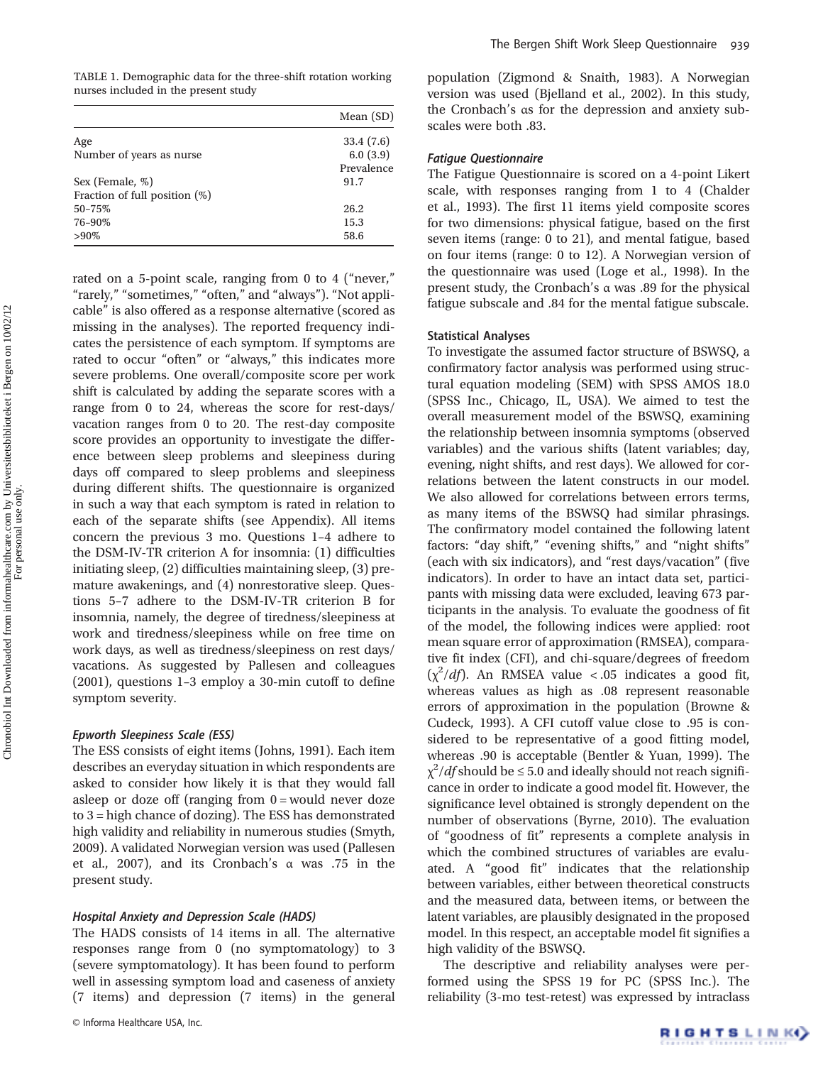TABLE 1. Demographic data for the three-shift rotation working nurses included in the present study

| | Mean (SD) |
|---|---|
| Age | 33.4 (7.6) |
| Number of years as nurse | 6.0 (3.9) |
| | Prevalence |
| Sex (Female, %) | 91.7 |
| Fraction of full position (%) | |
| 50–75% | 26.2 |
| 76–90% | 15.3 |
| >90% | 58.6 |

rated on a 5-point scale, ranging from 0 to 4 ("never," "rarely," "sometimes," "often," and "always"). "Not applicable" is also offered as a response alternative (scored as missing in the analyses). The reported frequency indicates the persistence of each symptom. If symptoms are rated to occur "often" or "always," this indicates more severe problems. One overall/composite score per work shift is calculated by adding the separate scores with a range from 0 to 24, whereas the score for rest-days/vacation ranges from 0 to 20. The rest-day composite score provides an opportunity to investigate the difference between sleep problems and sleepiness during days off compared to sleep problems and sleepiness during different shifts. The questionnaire is organized in such a way that each symptom is rated in relation to each of the separate shifts (see Appendix). All items concern the previous 3 mo. Questions 1–4 adhere to the DSM-IV-TR criterion A for insomnia: (1) difficulties initiating sleep, (2) difficulties maintaining sleep, (3) premature awakenings, and (4) nonrestorative sleep. Questions 5–7 adhere to the DSM-IV-TR criterion B for insomnia, namely, the degree of tiredness/sleepiness at work and tiredness/sleepiness while on free time on work days, as well as tiredness/sleepiness on rest days/vacations. As suggested by Pallesen and colleagues (2001), questions 1–3 employ a 30-min cutoff to define symptom severity.

### *Epworth Sleepiness Scale (ESS)*

The ESS consists of eight items (Johns, 1991). Each item describes an everyday situation in which respondents are asked to consider how likely it is that they would fall asleep or doze off (ranging from 0 = would never doze to 3 = high chance of dozing). The ESS has demonstrated high validity and reliability in numerous studies (Smyth, 2009). A validated Norwegian version was used (Pallesen et al., 2007), and its Cronbach's α was .75 in the present study.

### *Hospital Anxiety and Depression Scale (HADS)*

The HADS consists of 14 items in all. The alternative responses range from 0 (no symptomatology) to 3 (severe symptomatology). It has been found to perform well in assessing symptom load and caseness of anxiety (7 items) and depression (7 items) in the general population (Zigmond & Snaith, 1983). A Norwegian version was used (Bjelland et al., 2002). In this study, the Cronbach's αs for the depression and anxiety subscales were both .83.

### *Fatigue Questionnaire*

The Fatigue Questionnaire is scored on a 4-point Likert scale, with responses ranging from 1 to 4 (Chalder et al., 1993). The first 11 items yield composite scores for two dimensions: physical fatigue, based on the first seven items (range: 0 to 21), and mental fatigue, based on four items (range: 0 to 12). A Norwegian version of the questionnaire was used (Loge et al., 1998). In the present study, the Cronbach's α was .89 for the physical fatigue subscale and .84 for the mental fatigue subscale.

### Statistical Analyses

To investigate the assumed factor structure of BSWSQ, a confirmatory factor analysis was performed using structural equation modeling (SEM) with SPSS AMOS 18.0 (SPSS Inc., Chicago, IL, USA). We aimed to test the overall measurement model of the BSWSQ, examining the relationship between insomnia symptoms (observed variables) and the various shifts (latent variables; day, evening, night shifts, and rest days). We allowed for correlations between the latent constructs in our model. We also allowed for correlations between errors terms, as many items of the BSWSQ had similar phrasings. The confirmatory model contained the following latent factors: "day shift," "evening shifts," and "night shifts" (each with six indicators), and "rest days/vacation" (five indicators). In order to have an intact data set, participants with missing data were excluded, leaving 673 participants in the analysis. To evaluate the goodness of fit of the model, the following indices were applied: root mean square error of approximation (RMSEA), comparative fit index (CFI), and chi-square/degrees of freedom ($\chi^2/df$). An RMSEA value < .05 indicates a good fit, whereas values as high as .08 represent reasonable errors of approximation in the population (Browne & Cudeck, 1993). A CFI cutoff value close to .95 is considered to be representative of a good fitting model, whereas .90 is acceptable (Bentler & Yuan, 1999). The $\chi^2/df$ should be ≤ 5.0 and ideally should not reach significance in order to indicate a good model fit. However, the significance level obtained is strongly dependent on the number of observations (Byrne, 2010). The evaluation of "goodness of fit" represents a complete analysis in which the combined structures of variables are evaluated. A "good fit" indicates that the relationship between variables, either between theoretical constructs and the measured data, between items, or between the latent variables, are plausibly designated in the proposed model. In this respect, an acceptable model fit signifies a high validity of the BSWSQ.

The descriptive and reliability analyses were performed using the SPSS 19 for PC (SPSS Inc.). The reliability (3-mo test-retest) was expressed by intraclass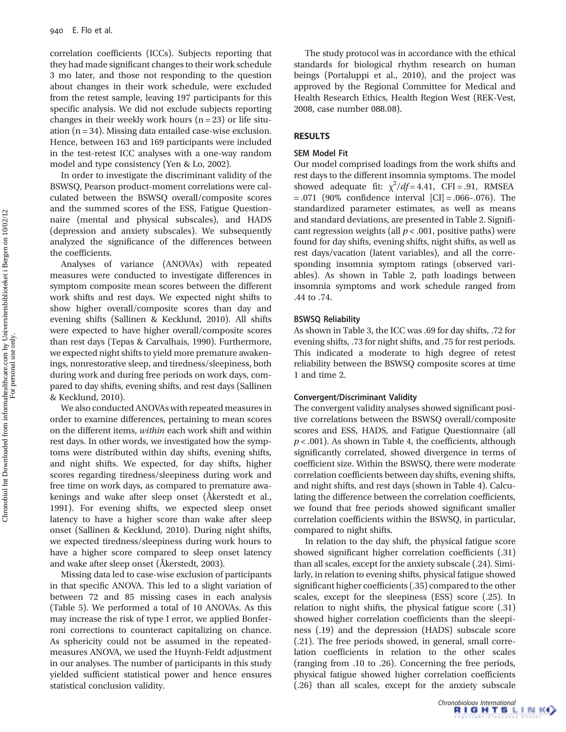correlation coefficients (ICCs). Subjects reporting that they had made significant changes to their work schedule 3 mo later, and those not responding to the question about changes in their work schedule, were excluded from the retest sample, leaving 197 participants for this specific analysis. We did not exclude subjects reporting changes in their weekly work hours (n = 23) or life situation (n = 34). Missing data entailed case-wise exclusion. Hence, between 163 and 169 participants were included in the test-retest ICC analyses with a one-way random model and type consistency (Yen & Lo, 2002).

In order to investigate the discriminant validity of the BSWSQ, Pearson product-moment correlations were calculated between the BSWSQ overall/composite scores and the summed scores of the ESS, Fatigue Questionnaire (mental and physical subscales), and HADS (depression and anxiety subscales). We subsequently analyzed the significance of the differences between the coefficients.

Analyses of variance (ANOVAs) with repeated measures were conducted to investigate differences in symptom composite mean scores between the different work shifts and rest days. We expected night shifts to show higher overall/composite scores than day and evening shifts (Sallinen & Kecklund, 2010). All shifts were expected to have higher overall/composite scores than rest days (Tepas & Carvalhais, 1990). Furthermore, we expected night shifts to yield more premature awakenings, nonrestorative sleep, and tiredness/sleepiness, both during work and during free periods on work days, compared to day shifts, evening shifts, and rest days (Sallinen & Kecklund, 2010).

We also conducted ANOVAs with repeated measures in order to examine differences, pertaining to mean scores on the different items, *within* each work shift and within rest days. In other words, we investigated how the symptoms were distributed within day shifts, evening shifts, and night shifts. We expected, for day shifts, higher scores regarding tiredness/sleepiness during work and free time on work days, as compared to premature awakenings and wake after sleep onset (Åkerstedt et al., 1991). For evening shifts, we expected sleep onset latency to have a higher score than wake after sleep onset (Sallinen & Kecklund, 2010). During night shifts, we expected tiredness/sleepiness during work hours to have a higher score compared to sleep onset latency and wake after sleep onset (Åkerstedt, 2003).

Missing data led to case-wise exclusion of participants in that specific ANOVA. This led to a slight variation of between 72 and 85 missing cases in each analysis (Table 5). We performed a total of 10 ANOVAs. As this may increase the risk of type I error, we applied Bonferroni corrections to counteract capitalizing on chance. As sphericity could not be assumed in the repeated-measures ANOVA, we used the Huynh-Feldt adjustment in our analyses. The number of participants in this study yielded sufficient statistical power and hence ensures statistical conclusion validity.

The study protocol was in accordance with the ethical standards for biological rhythm research on human beings (Portaluppi et al., 2010), and the project was approved by the Regional Committee for Medical and Health Research Ethics, Health Region West (REK-Vest, 2008, case number 088.08).

## RESULTS

### SEM Model Fit

Our model comprised loadings from the work shifts and rest days to the different insomnia symptoms. The model showed adequate fit: $\chi^2/df = 4.41$, CFI = .91, RMSEA = .071 (90% confidence interval [CI] = .066–.076). The standardized parameter estimates, as well as means and standard deviations, are presented in Table 2. Significant regression weights (all $p < .001$, positive paths) were found for day shifts, evening shifts, night shifts, as well as rest days/vacation (latent variables), and all the corresponding insomnia symptom ratings (observed variables). As shown in Table 2, path loadings between insomnia symptoms and work schedule ranged from .44 to .74.

### BSWSQ Reliability

As shown in Table 3, the ICC was .69 for day shifts, .72 for evening shifts, .73 for night shifts, and .75 for rest periods. This indicated a moderate to high degree of retest reliability between the BSWSQ composite scores at time 1 and time 2.

### Convergent/Discriminant Validity

The convergent validity analyses showed significant positive correlations between the BSWSQ overall/composite scores and ESS, HADS, and Fatigue Questionnaire (all $p < .001$). As shown in Table 4, the coefficients, although significantly correlated, showed divergence in terms of coefficient size. Within the BSWSQ, there were moderate correlation coefficients between day shifts, evening shifts, and night shifts, and rest days (shown in Table 4). Calculating the difference between the correlation coefficients, we found that free periods showed significant smaller correlation coefficients within the BSWSQ, in particular, compared to night shifts.

In relation to the day shift, the physical fatigue score showed significant higher correlation coefficients (.31) than all scales, except for the anxiety subscale (.24). Similarly, in relation to evening shifts, physical fatigue showed significant higher coefficients (.35) compared to the other scales, except for the sleepiness (ESS) score (.25). In relation to night shifts, the physical fatigue score (.31) showed higher correlation coefficients than the sleepiness (.19) and the depression (HADS) subscale score (.21). The free periods showed, in general, small correlation coefficients in relation to the other scales (ranging from .10 to .26). Concerning the free periods, physical fatigue showed higher correlation coefficients (.26) than all scales, except for the anxiety subscale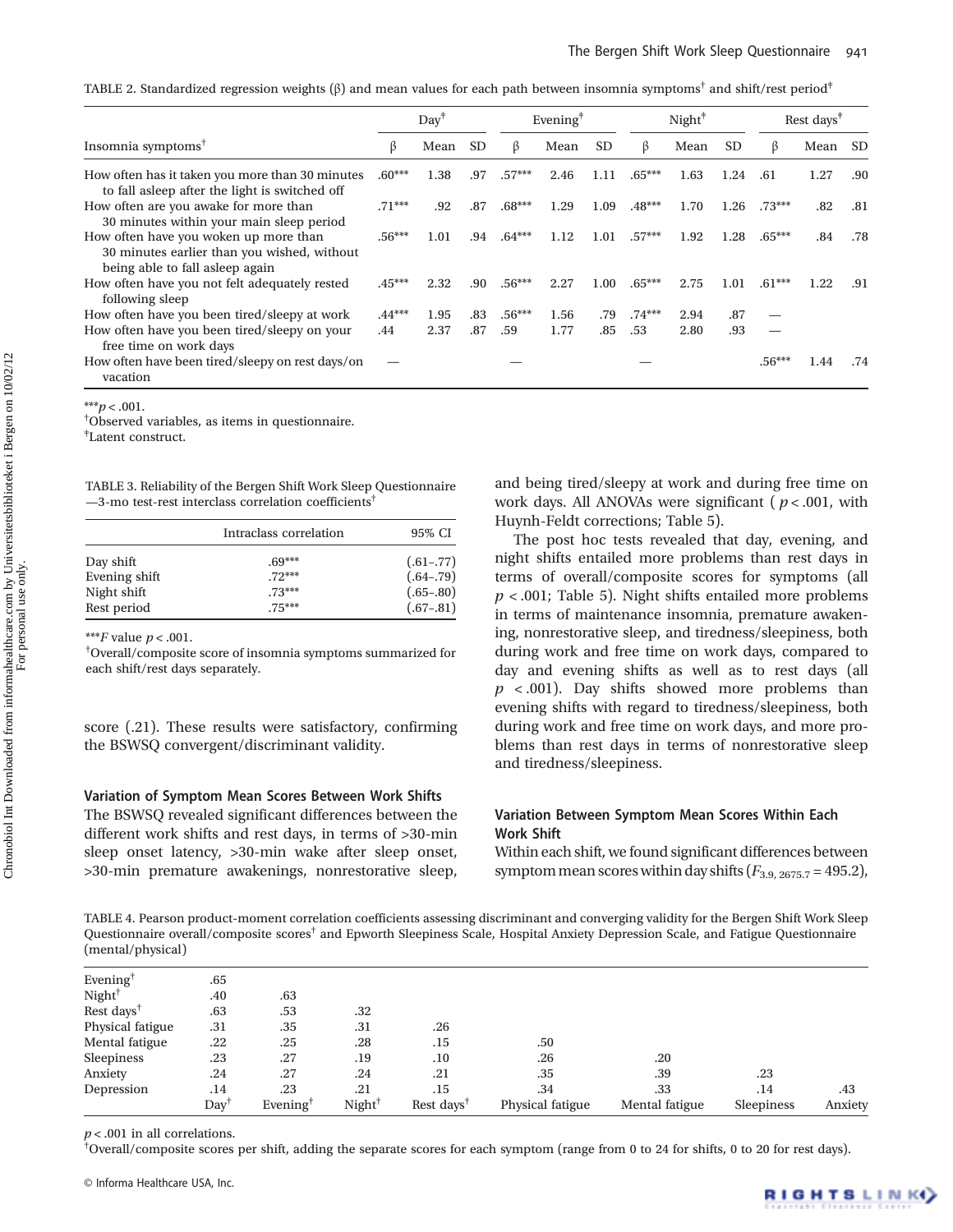TABLE 2. Standardized regression weights (β) and mean values for each path between insomnia symptoms[†] and shift/rest period[‡]

| Insomnia symptoms[†] | Day[‡] | | | Evening[‡] | | | Night[‡] | | | Rest days[‡] | | |
|---|---|---|---|---|---|---|---|---|---|---|---|---|
| | β | Mean | SD | β | Mean | SD | β | Mean | SD | β | Mean | SD |
| How often has it taken you more than 30 minutes to fall asleep after the light is switched off | .60*** | 1.38 | .97 | .57*** | 2.46 | 1.11 | .65*** | 1.63 | 1.24 | .61 | 1.27 | .90 |
| How often are you awake for more than 30 minutes within your main sleep period | .71*** | .92 | .87 | .68*** | 1.29 | 1.09 | .48*** | 1.70 | 1.26 | .73*** | .82 | .81 |
| How often have you woken up more than 30 minutes earlier than you wished, without being able to fall asleep again | .56*** | 1.01 | .94 | .64*** | 1.12 | 1.01 | .57*** | 1.92 | 1.28 | .65*** | .84 | .78 |
| How often have you not felt adequately rested following sleep | .45*** | 2.32 | .90 | .56*** | 2.27 | 1.00 | .65*** | 2.75 | 1.01 | .61*** | 1.22 | .91 |
| How often have you been tired/sleepy at work | .44*** | 1.95 | .83 | .56*** | 1.56 | .79 | .74*** | 2.94 | .87 | — | | |
| How often have you been tired/sleepy on your free time on work days | .44 | 2.37 | .87 | .59 | 1.77 | .85 | .53 | 2.80 | .93 | — | | |
| How often have been tired/sleepy on rest days/on vacation | — | | | — | | | — | | | .56*** | 1.44 | .74 |

***$p < .001$.
[†]Observed variables, as items in questionnaire.
[‡]Latent construct.

TABLE 3. Reliability of the Bergen Shift Work Sleep Questionnaire—3-mo test-rest interclass correlation coefficients[†]

| | Intraclass correlation | 95% CI |
|---|---|---|
| Day shift | .69*** | (.61–.77) |
| Evening shift | .72*** | (.64–.79) |
| Night shift | .73*** | (.65–.80) |
| Rest period | .75*** | (.67–.81) |

***$F$ value $p < .001$.
[†]Overall/composite score of insomnia symptoms summarized for each shift/rest days separately.

score (.21). These results were satisfactory, confirming the BSWSQ convergent/discriminant validity.

### Variation of Symptom Mean Scores Between Work Shifts

The BSWSQ revealed significant differences between the different work shifts and rest days, in terms of >30-min sleep onset latency, >30-min wake after sleep onset, >30-min premature awakenings, nonrestorative sleep, and being tired/sleepy at work and during free time on work days. All ANOVAs were significant ( $p < .001$, with Huynh-Feldt corrections; Table 5).

The post hoc tests revealed that day, evening, and night shifts entailed more problems than rest days in terms of overall/composite scores for symptoms (all $p < .001$; Table 5). Night shifts entailed more problems in terms of maintenance insomnia, premature awakening, nonrestorative sleep, and tiredness/sleepiness, both during work and free time on work days, compared to day and evening shifts as well as to rest days (all $p < .001$). Day shifts showed more problems than evening shifts with regard to tiredness/sleepiness, both during work and free time on work days, and more problems than rest days in terms of nonrestorative sleep and tiredness/sleepiness.

### Variation Between Symptom Mean Scores Within Each Work Shift

Within each shift, we found significant differences between symptom mean scores within day shifts ($F_{3.9,\,2675.7} = 495.2$),

TABLE 4. Pearson product-moment correlation coefficients assessing discriminant and converging validity for the Bergen Shift Work Sleep Questionnaire overall/composite scores[†] and Epworth Sleepiness Scale, Hospital Anxiety Depression Scale, and Fatigue Questionnaire (mental/physical)

| | Day[†] | Evening[†] | Night[†] | Rest days[†] | Physical fatigue | Mental fatigue | Sleepiness | Anxiety |
|---|---|---|---|---|---|---|---|---|
| Evening[†] | .65 | | | | | | | |
| Night[†] | .40 | .63 | | | | | | |
| Rest days[†] | .63 | .53 | .32 | | | | | |
| Physical fatigue | .31 | .35 | .31 | .26 | | | | |
| Mental fatigue | .22 | .25 | .28 | .15 | .50 | | | |
| Sleepiness | .23 | .27 | .19 | .10 | .26 | .20 | | |
| Anxiety | .24 | .27 | .24 | .21 | .35 | .39 | .23 | |
| Depression | .14 | .23 | .21 | .15 | .34 | .33 | .14 | .43 |

$p < .001$ in all correlations.
[†]Overall/composite scores per shift, adding the separate scores for each symptom (range from 0 to 24 for shifts, 0 to 20 for rest days).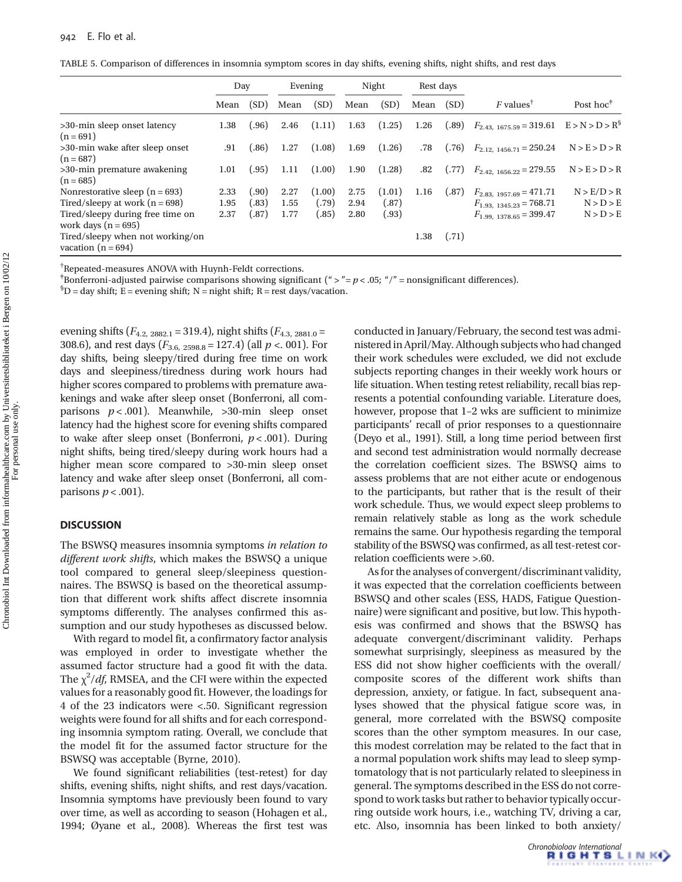TABLE 5. Comparison of differences in insomnia symptom scores in day shifts, evening shifts, night shifts, and rest days

| | Day | | Evening | | Night | | Rest days | | | |
|---|---|---|---|---|---|---|---|---|---|---|
| | Mean | (SD) | Mean | (SD) | Mean | (SD) | Mean | (SD) | *F* values[†] | Post hoc[‡] |
| >30-min sleep onset latency (n = 691) | 1.38 | (.96) | 2.46 | (1.11) | 1.63 | (1.25) | 1.26 | (.89) | $F_{2.43,\ 1675.59} = 319.61$ | E > N > D > R[§] |
| >30-min wake after sleep onset (n = 687) | .91 | (.86) | 1.27 | (1.08) | 1.69 | (1.26) | .78 | (.76) | $F_{2.12,\ 1456.71} = 250.24$ | N > E > D > R |
| >30-min premature awakening (n = 685) | 1.01 | (.95) | 1.11 | (1.00) | 1.90 | (1.28) | .82 | (.77) | $F_{2.42,\ 1656.22} = 279.55$ | N > E > D > R |
| Nonrestorative sleep (n = 693) | 2.33 | (.90) | 2.27 | (1.00) | 2.75 | (1.01) | 1.16 | (.87) | $F_{2.83,\ 1957.69} = 471.71$ | N > E/D > R |
| Tired/sleepy at work (n = 698) | 1.95 | (.83) | 1.55 | (.79) | 2.94 | (.87) | | | $F_{1.93,\ 1345.23} = 768.71$ | N > D > E |
| Tired/sleepy during free time on work days (n = 695) | 2.37 | (.87) | 1.77 | (.85) | 2.80 | (.93) | | | $F_{1.99,\ 1378.65} = 399.47$ | N > D > E |
| Tired/sleepy when not working/on vacation (n = 694) | | | | | | | 1.38 | (.71) | | |

[†]Repeated-measures ANOVA with Huynh-Feldt corrections.
[‡]Bonferroni-adjusted pairwise comparisons showing significant (" > " = $p < .05$; "/" = nonsignificant differences).
[§]D = day shift; E = evening shift; N = night shift; R = rest days/vacation.

evening shifts ($F_{4.2,\ 2882.1} = 319.4$), night shifts ($F_{4.3,\ 2881.0} = 308.6$), and rest days ($F_{3.6,\ 2598.8} = 127.4$) (all $p < .001$). For day shifts, being sleepy/tired during free time on work days and sleepiness/tiredness during work hours had higher scores compared to problems with premature awakenings and wake after sleep onset (Bonferroni, all comparisons $p < .001$). Meanwhile, >30-min sleep onset latency had the highest score for evening shifts compared to wake after sleep onset (Bonferroni, $p < .001$). During night shifts, being tired/sleepy during work hours had a higher mean score compared to >30-min sleep onset latency and wake after sleep onset (Bonferroni, all comparisons $p < .001$).

## DISCUSSION

The BSWSQ measures insomnia symptoms *in relation to different work shifts*, which makes the BSWSQ a unique tool compared to general sleep/sleepiness questionnaires. The BSWSQ is based on the theoretical assumption that different work shifts affect discrete insomnia symptoms differently. The analyses confirmed this assumption and our study hypotheses as discussed below.

With regard to model fit, a confirmatory factor analysis was employed in order to investigate whether the assumed factor structure had a good fit with the data. The $\chi^2/df$, RMSEA, and the CFI were within the expected values for a reasonably good fit. However, the loadings for 4 of the 23 indicators were <.50. Significant regression weights were found for all shifts and for each corresponding insomnia symptom rating. Overall, we conclude that the model fit for the assumed factor structure for the BSWSQ was acceptable (Byrne, 2010).

We found significant reliabilities (test-retest) for day shifts, evening shifts, night shifts, and rest days/vacation. Insomnia symptoms have previously been found to vary over time, as well as according to season (Hohagen et al., 1994; Øyane et al., 2008). Whereas the first test was conducted in January/February, the second test was administered in April/May. Although subjects who had changed their work schedules were excluded, we did not exclude subjects reporting changes in their weekly work hours or life situation. When testing retest reliability, recall bias represents a potential confounding variable. Literature does, however, propose that 1–2 wks are sufficient to minimize participants' recall of prior responses to a questionnaire (Deyo et al., 1991). Still, a long time period between first and second test administration would normally decrease the correlation coefficient sizes. The BSWSQ aims to assess problems that are not either acute or endogenous to the participants, but rather that is the result of their work schedule. Thus, we would expect sleep problems to remain relatively stable as long as the work schedule remains the same. Our hypothesis regarding the temporal stability of the BSWSQ was confirmed, as all test-retest correlation coefficients were >.60.

As for the analyses of convergent/discriminant validity, it was expected that the correlation coefficients between BSWSQ and other scales (ESS, HADS, Fatigue Questionnaire) were significant and positive, but low. This hypothesis was confirmed and shows that the BSWSQ has adequate convergent/discriminant validity. Perhaps somewhat surprisingly, sleepiness as measured by the ESS did not show higher coefficients with the overall/composite scores of the different work shifts than depression, anxiety, or fatigue. In fact, subsequent analyses showed that the physical fatigue score was, in general, more correlated with the BSWSQ composite scores than the other symptom measures. In our case, this modest correlation may be related to the fact that in a normal population work shifts may lead to sleep symptomatology that is not particularly related to sleepiness in general. The symptoms described in the ESS do not correspond to work tasks but rather to behavior typically occurring outside work hours, i.e., watching TV, driving a car, etc. Also, insomnia has been linked to both anxiety/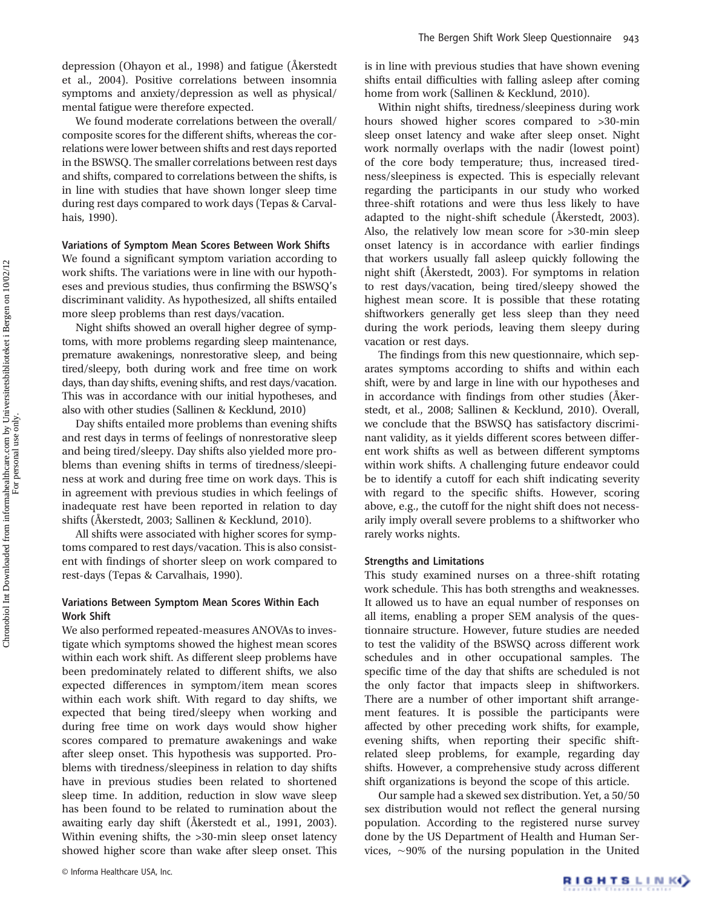depression (Ohayon et al., 1998) and fatigue (Åkerstedt et al., 2004). Positive correlations between insomnia symptoms and anxiety/depression as well as physical/mental fatigue were therefore expected.

We found moderate correlations between the overall/composite scores for the different shifts, whereas the correlations were lower between shifts and rest days reported in the BSWSQ. The smaller correlations between rest days and shifts, compared to correlations between the shifts, is in line with studies that have shown longer sleep time during rest days compared to work days (Tepas & Carvalhais, 1990).

### Variations of Symptom Mean Scores Between Work Shifts

We found a significant symptom variation according to work shifts. The variations were in line with our hypotheses and previous studies, thus confirming the BSWSQ's discriminant validity. As hypothesized, all shifts entailed more sleep problems than rest days/vacation.

Night shifts showed an overall higher degree of symptoms, with more problems regarding sleep maintenance, premature awakenings, nonrestorative sleep, and being tired/sleepy, both during work and free time on work days, than day shifts, evening shifts, and rest days/vacation. This was in accordance with our initial hypotheses, and also with other studies (Sallinen & Kecklund, 2010)

Day shifts entailed more problems than evening shifts and rest days in terms of feelings of nonrestorative sleep and being tired/sleepy. Day shifts also yielded more problems than evening shifts in terms of tiredness/sleepiness at work and during free time on work days. This is in agreement with previous studies in which feelings of inadequate rest have been reported in relation to day shifts (Åkerstedt, 2003; Sallinen & Kecklund, 2010).

All shifts were associated with higher scores for symptoms compared to rest days/vacation. This is also consistent with findings of shorter sleep on work compared to rest-days (Tepas & Carvalhais, 1990).

### Variations Between Symptom Mean Scores Within Each Work Shift

We also performed repeated-measures ANOVAs to investigate which symptoms showed the highest mean scores within each work shift. As different sleep problems have been predominately related to different shifts, we also expected differences in symptom/item mean scores within each work shift. With regard to day shifts, we expected that being tired/sleepy when working and during free time on work days would show higher scores compared to premature awakenings and wake after sleep onset. This hypothesis was supported. Problems with tiredness/sleepiness in relation to day shifts have in previous studies been related to shortened sleep time. In addition, reduction in slow wave sleep has been found to be related to rumination about the awaiting early day shift (Åkerstedt et al., 1991, 2003). Within evening shifts, the >30-min sleep onset latency showed higher score than wake after sleep onset. This is in line with previous studies that have shown evening shifts entail difficulties with falling asleep after coming home from work (Sallinen & Kecklund, 2010).

Within night shifts, tiredness/sleepiness during work hours showed higher scores compared to >30-min sleep onset latency and wake after sleep onset. Night work normally overlaps with the nadir (lowest point) of the core body temperature; thus, increased tiredness/sleepiness is expected. This is especially relevant regarding the participants in our study who worked three-shift rotations and were thus less likely to have adapted to the night-shift schedule (Åkerstedt, 2003). Also, the relatively low mean score for >30-min sleep onset latency is in accordance with earlier findings that workers usually fall asleep quickly following the night shift (Åkerstedt, 2003). For symptoms in relation to rest days/vacation, being tired/sleepy showed the highest mean score. It is possible that these rotating shiftworkers generally get less sleep than they need during the work periods, leaving them sleepy during vacation or rest days.

The findings from this new questionnaire, which separates symptoms according to shifts and within each shift, were by and large in line with our hypotheses and in accordance with findings from other studies (Åkerstedt, et al., 2008; Sallinen & Kecklund, 2010). Overall, we conclude that the BSWSQ has satisfactory discriminant validity, as it yields different scores between different work shifts as well as between different symptoms within work shifts. A challenging future endeavor could be to identify a cutoff for each shift indicating severity with regard to the specific shifts. However, scoring above, e.g., the cutoff for the night shift does not necessarily imply overall severe problems to a shiftworker who rarely works nights.

### Strengths and Limitations

This study examined nurses on a three-shift rotating work schedule. This has both strengths and weaknesses. It allowed us to have an equal number of responses on all items, enabling a proper SEM analysis of the questionnaire structure. However, future studies are needed to test the validity of the BSWSQ across different work schedules and in other occupational samples. The specific time of the day that shifts are scheduled is not the only factor that impacts sleep in shiftworkers. There are a number of other important shift arrangement features. It is possible the participants were affected by other preceding work shifts, for example, evening shifts, when reporting their specific shift-related sleep problems, for example, regarding day shifts. However, a comprehensive study across different shift organizations is beyond the scope of this article.

Our sample had a skewed sex distribution. Yet, a 50/50 sex distribution would not reflect the general nursing population. According to the registered nurse survey done by the US Department of Health and Human Services, ~90% of the nursing population in the United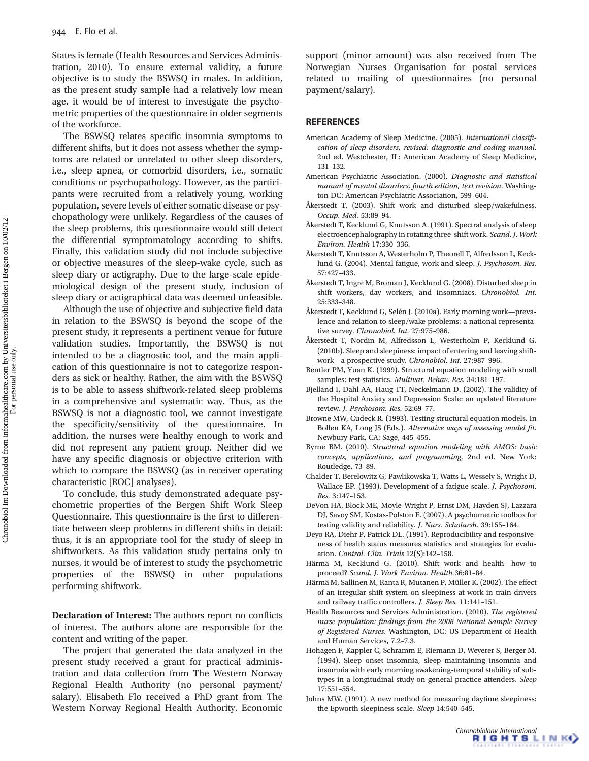States is female (Health Resources and Services Administration, 2010). To ensure external validity, a future objective is to study the BSWSQ in males. In addition, as the present study sample had a relatively low mean age, it would be of interest to investigate the psychometric properties of the questionnaire in older segments of the workforce.

The BSWSQ relates specific insomnia symptoms to different shifts, but it does not assess whether the symptoms are related or unrelated to other sleep disorders, i.e., sleep apnea, or comorbid disorders, i.e., somatic conditions or psychopathology. However, as the participants were recruited from a relatively young, working population, severe levels of either somatic disease or psychopathology were unlikely. Regardless of the causes of the sleep problems, this questionnaire would still detect the differential symptomatology according to shifts. Finally, this validation study did not include subjective or objective measures of the sleep-wake cycle, such as sleep diary or actigraphy. Due to the large-scale epidemiological design of the present study, inclusion of sleep diary or actigraphical data was deemed unfeasible.

Although the use of objective and subjective field data in relation to the BSWSQ is beyond the scope of the present study, it represents a pertinent venue for future validation studies. Importantly, the BSWSQ is not intended to be a diagnostic tool, and the main application of this questionnaire is not to categorize responders as sick or healthy. Rather, the aim with the BSWSQ is to be able to assess shiftwork-related sleep problems in a comprehensive and systematic way. Thus, as the BSWSQ is not a diagnostic tool, we cannot investigate the specificity/sensitivity of the questionnaire. In addition, the nurses were healthy enough to work and did not represent any patient group. Neither did we have any specific diagnosis or objective criterion with which to compare the BSWSQ (as in receiver operating characteristic [ROC] analyses).

To conclude, this study demonstrated adequate psychometric properties of the Bergen Shift Work Sleep Questionnaire. This questionnaire is the first to differentiate between sleep problems in different shifts in detail: thus, it is an appropriate tool for the study of sleep in shiftworkers. As this validation study pertains only to nurses, it would be of interest to study the psychometric properties of the BSWSQ in other populations performing shiftwork.

**Declaration of Interest:** The authors report no conflicts of interest. The authors alone are responsible for the content and writing of the paper.

The project that generated the data analyzed in the present study received a grant for practical administration and data collection from The Western Norway Regional Health Authority (no personal payment/salary). Elisabeth Flo received a PhD grant from The Western Norway Regional Health Authority. Economic support (minor amount) was also received from The Norwegian Nurses Organisation for postal services related to mailing of questionnaires (no personal payment/salary).

## REFERENCES

American Academy of Sleep Medicine. (2005). *International classification of sleep disorders, revised: diagnostic and coding manual.* 2nd ed. Westchester, IL: American Academy of Sleep Medicine, 131–132.

American Psychiatric Association. (2000). *Diagnostic and statistical manual of mental disorders, fourth edition, text revision*. Washington DC: American Psychiatric Association, 599–604.

Åkerstedt T. (2003). Shift work and disturbed sleep/wakefulness. *Occup. Med.* 53:89–94.

Åkerstedt T, Kecklund G, Knutsson A. (1991). Spectral analysis of sleep electroencephalography in rotating three-shift work. *Scand. J. Work Environ. Health* 17:330–336.

Åkerstedt T, Knutsson A, Westerholm P, Theorell T, Alfredsson L, Kecklund G. (2004). Mental fatigue, work and sleep. *J. Psychosom. Res.* 57:427–433.

Åkerstedt T, Ingre M, Broman J, Kecklund G. (2008). Disturbed sleep in shift workers, day workers, and insomniacs. *Chronobiol. Int.* 25:333–348.

Åkerstedt T, Kecklund G, Selén J. (2010a). Early morning work—prevalence and relation to sleep/wake problems: a national representative survey. *Chronobiol. Int.* 27:975–986.

Åkerstedt T, Nordin M, Alfredsson L, Westerholm P, Kecklund G. (2010b). Sleep and sleepiness: impact of entering and leaving shiftwork—a prospective study. *Chronobiol. Int.* 27:987–996.

Bentler PM, Yuan K. (1999). Structural equation modeling with small samples: test statistics. *Multivar. Behav. Res.* 34:181–197.

Bjelland I, Dahl AA, Haug TT, Neckelmann D. (2002). The validity of the Hospital Anxiety and Depression Scale: an updated literature review. *J. Psychosom. Res.* 52:69–77.

Browne MW, Cudeck R. (1993). Testing structural equation models. In Bollen KA, Long JS (Eds.). *Alternative ways of assessing model fit*. Newbury Park, CA: Sage, 445–455.

Byrne BM. (2010). *Structural equation modeling with AMOS: basic concepts, applications, and programming,* 2nd ed. New York: Routledge, 73–89.

Chalder T, Berelowitz G, Pawlikowska T, Watts L, Wessely S, Wright D, Wallace EP. (1993). Development of a fatigue scale. *J. Psychosom. Res.* 3:147–153.

DeVon HA, Block ME, Moyle-Wright P, Ernst DM, Hayden SJ, Lazzara DJ, Savoy SM, Kostas-Polston E. (2007). A psychometric toolbox for testing validity and reliability. *J. Nurs. Scholarsh.* 39:155–164.

Deyo RA, Diehr P, Patrick DL. (1991). Reproducibility and responsiveness of health status measures statistics and strategies for evaluation. *Control. Clin. Trials* 12(S):142–158.

Härmä M, Kecklund G. (2010). Shift work and health—how to proceed? *Scand. J. Work Environ. Health* 36:81–84.

Härmä M, Sallinen M, Ranta R, Mutanen P, Müller K. (2002). The effect of an irregular shift system on sleepiness at work in train drivers and railway traffic controllers. *J. Sleep Res.* 11:141–151.

Health Resources and Services Administration. (2010). *The registered nurse population: findings from the 2008 National Sample Survey of Registered Nurses*. Washington, DC: US Department of Health and Human Services, 7.2–7.3.

Hohagen F, Kappler C, Schramm E, Riemann D, Weyerer S, Berger M. (1994). Sleep onset insomnia, sleep maintaining insomnia and insomnia with early morning awakening-temporal stability of subtypes in a longitudinal study on general practice attenders. *Sleep* 17:551–554.

Johns MW. (1991). A new method for measuring daytime sleepiness: the Epworth sleepiness scale. *Sleep* 14:540–545.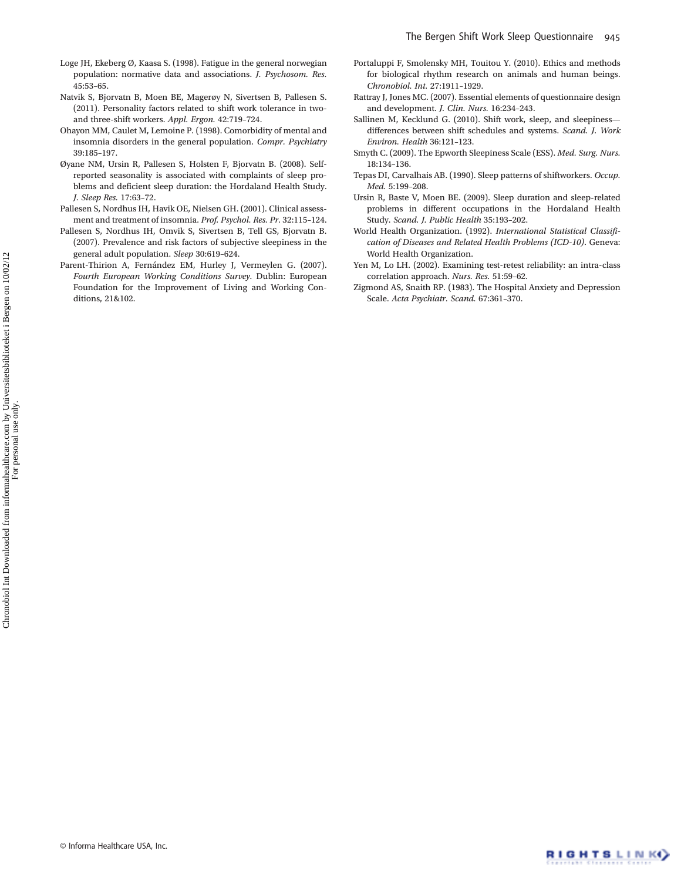Loge JH, Ekeberg Ø, Kaasa S. (1998). Fatigue in the general norwegian population: normative data and associations. *J. Psychosom. Res.* 45:53–65.

Natvik S, Bjorvatn B, Moen BE, Magerøy N, Sivertsen B, Pallesen S. (2011). Personality factors related to shift work tolerance in two- and three-shift workers. *Appl. Ergon.* 42:719–724.

Ohayon MM, Caulet M, Lemoine P. (1998). Comorbidity of mental and insomnia disorders in the general population. *Compr. Psychiatry* 39:185–197.

Øyane NM, Ursin R, Pallesen S, Holsten F, Bjorvatn B. (2008). Self-reported seasonality is associated with complaints of sleep problems and deficient sleep duration: the Hordaland Health Study. *J. Sleep Res.* 17:63–72.

Pallesen S, Nordhus IH, Havik OE, Nielsen GH. (2001). Clinical assessment and treatment of insomnia. *Prof. Psychol. Res. Pr.* 32:115–124.

Pallesen S, Nordhus IH, Omvik S, Sivertsen B, Tell GS, Bjorvatn B. (2007). Prevalence and risk factors of subjective sleepiness in the general adult population. *Sleep* 30:619–624.

Parent-Thirion A, Fernández EM, Hurley J, Vermeylen G. (2007). *Fourth European Working Conditions Survey*. Dublin: European Foundation for the Improvement of Living and Working Conditions, 21&102.

Portaluppi F, Smolensky MH, Touitou Y. (2010). Ethics and methods for biological rhythm research on animals and human beings. *Chronobiol. Int.* 27:1911–1929.

Rattray J, Jones MC. (2007). Essential elements of questionnaire design and development. *J. Clin. Nurs.* 16:234–243.

Sallinen M, Kecklund G. (2010). Shift work, sleep, and sleepiness—differences between shift schedules and systems. *Scand. J. Work Environ. Health* 36:121–123.

Smyth C. (2009). The Epworth Sleepiness Scale (ESS). *Med. Surg. Nurs.* 18:134–136.

Tepas DI, Carvalhais AB. (1990). Sleep patterns of shiftworkers. *Occup. Med.* 5:199–208.

Ursin R, Baste V, Moen BE. (2009). Sleep duration and sleep-related problems in different occupations in the Hordaland Health Study. *Scand. J. Public Health* 35:193–202.

World Health Organization. (1992). *International Statistical Classification of Diseases and Related Health Problems (ICD-10)*. Geneva: World Health Organization.

Yen M, Lo LH. (2002). Examining test-retest reliability: an intra-class correlation approach. *Nurs. Res.* 51:59–62.

Zigmond AS, Snaith RP. (1983). The Hospital Anxiety and Depression Scale. *Acta Psychiatr. Scand.* 67:361–370.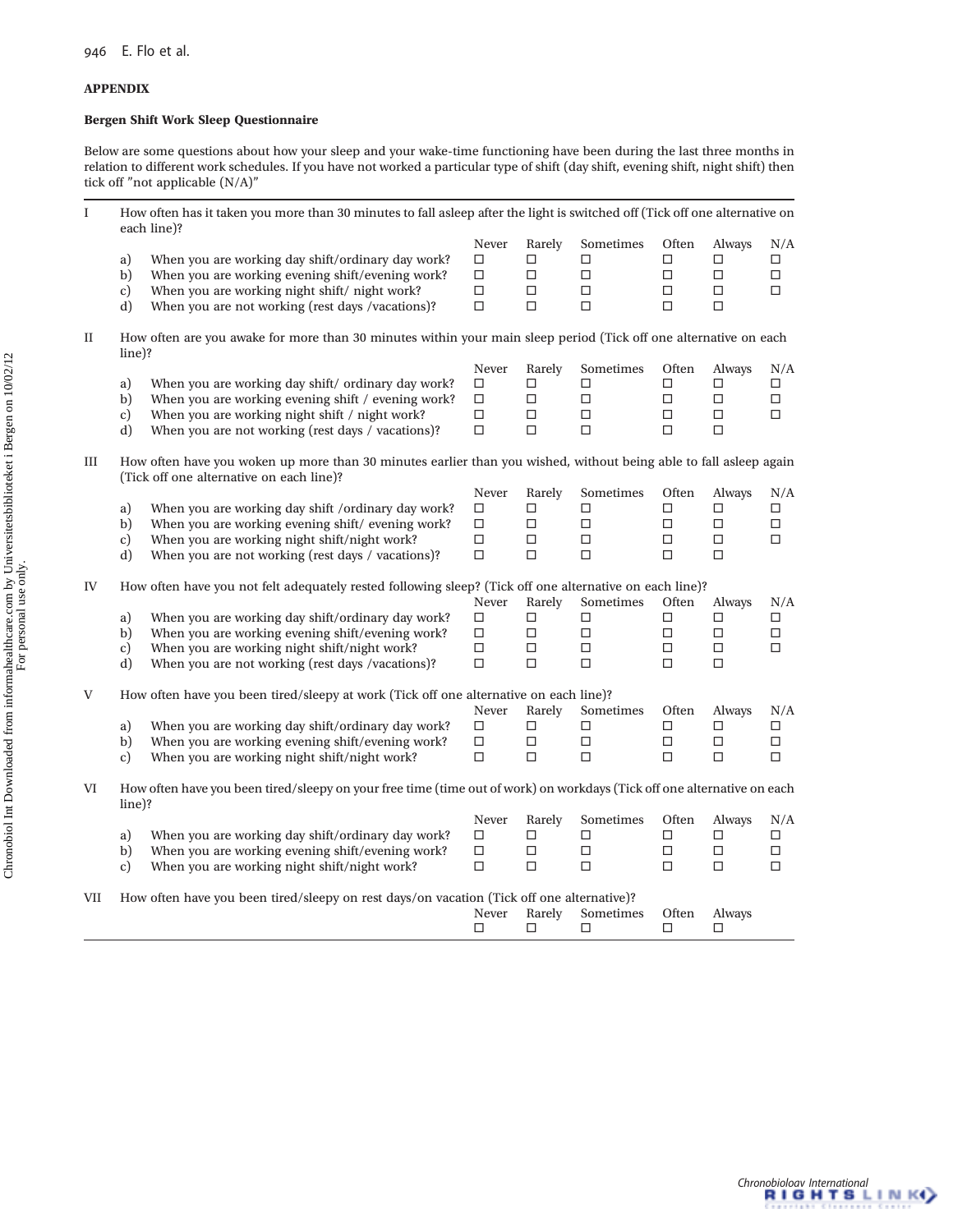## APPENDIX

### Bergen Shift Work Sleep Questionnaire

Below are some questions about how your sleep and your wake-time functioning have been during the last three months in relation to different work schedules. If you have not worked a particular type of shift (day shift, evening shift, night shift) then tick off "not applicable (N/A)"

I How often has it taken you more than 30 minutes to fall asleep after the light is switched off (Tick off one alternative on each line)?

| | Never | Rarely | Sometimes | Often | Always | N/A |
|---|---|---|---|---|---|---|
| a) When you are working day shift/ordinary day work? | ☐ | ☐ | ☐ | ☐ | ☐ | ☐ |
| b) When you are working evening shift/evening work? | ☐ | ☐ | ☐ | ☐ | ☐ | ☐ |
| c) When you are working night shift/ night work? | ☐ | ☐ | ☐ | ☐ | ☐ | ☐ |
| d) When you are not working (rest days /vacations)? | ☐ | ☐ | ☐ | ☐ | ☐ | |

II How often are you awake for more than 30 minutes within your main sleep period (Tick off one alternative on each line)?

| | Never | Rarely | Sometimes | Often | Always | N/A |
|---|---|---|---|---|---|---|
| a) When you are working day shift/ ordinary day work? | ☐ | ☐ | ☐ | ☐ | ☐ | ☐ |
| b) When you are working evening shift / evening work? | ☐ | ☐ | ☐ | ☐ | ☐ | ☐ |
| c) When you are working night shift / night work? | ☐ | ☐ | ☐ | ☐ | ☐ | ☐ |
| d) When you are not working (rest days / vacations)? | ☐ | ☐ | ☐ | ☐ | ☐ | |

III How often have you woken up more than 30 minutes earlier than you wished, without being able to fall asleep again (Tick off one alternative on each line)?

| | Never | Rarely | Sometimes | Often | Always | N/A |
|---|---|---|---|---|---|---|
| a) When you are working day shift /ordinary day work? | ☐ | ☐ | ☐ | ☐ | ☐ | ☐ |
| b) When you are working evening shift/ evening work? | ☐ | ☐ | ☐ | ☐ | ☐ | ☐ |
| c) When you are working night shift/night work? | ☐ | ☐ | ☐ | ☐ | ☐ | ☐ |
| d) When you are not working (rest days / vacations)? | ☐ | ☐ | ☐ | ☐ | ☐ | |

IV How often have you not felt adequately rested following sleep? (Tick off one alternative on each line)?

| | Never | Rarely | Sometimes | Often | Always | N/A |
|---|---|---|---|---|---|---|
| a) When you are working day shift/ordinary day work? | ☐ | ☐ | ☐ | ☐ | ☐ | ☐ |
| b) When you are working evening shift/evening work? | ☐ | ☐ | ☐ | ☐ | ☐ | ☐ |
| c) When you are working night shift/night work? | ☐ | ☐ | ☐ | ☐ | ☐ | ☐ |
| d) When you are not working (rest days /vacations)? | ☐ | ☐ | ☐ | ☐ | ☐ | |

V How often have you been tired/sleepy at work (Tick off one alternative on each line)?

| | Never | Rarely | Sometimes | Often | Always | N/A |
|---|---|---|---|---|---|---|
| a) When you are working day shift/ordinary day work? | ☐ | ☐ | ☐ | ☐ | ☐ | ☐ |
| b) When you are working evening shift/evening work? | ☐ | ☐ | ☐ | ☐ | ☐ | ☐ |
| c) When you are working night shift/night work? | ☐ | ☐ | ☐ | ☐ | ☐ | ☐ |

VI How often have you been tired/sleepy on your free time (time out of work) on workdays (Tick off one alternative on each line)?

| | Never | Rarely | Sometimes | Often | Always | N/A |
|---|---|---|---|---|---|---|
| a) When you are working day shift/ordinary day work? | ☐ | ☐ | ☐ | ☐ | ☐ | ☐ |
| b) When you are working evening shift/evening work? | ☐ | ☐ | ☐ | ☐ | ☐ | ☐ |
| c) When you are working night shift/night work? | ☐ | ☐ | ☐ | ☐ | ☐ | ☐ |

VII How often have you been tired/sleepy on rest days/on vacation (Tick off one alternative)?

| Never | Rarely | Sometimes | Often | Always |
|---|---|---|---|---|
| ☐ | ☐ | ☐ | ☐ | ☐ |